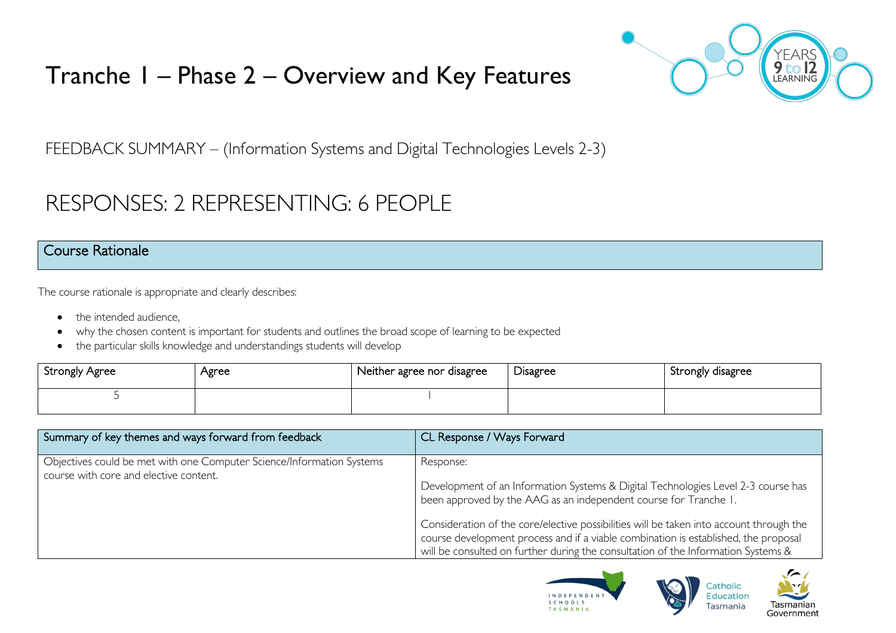# Tranche 1 – Phase 2 – Overview and Key Features

FEEDBACK SUMMARY – (Information Systems and Digital Technologies Levels 2-3)

## RESPONSES: 2 REPRESENTING: 6 PEOPLE

### Course Rationale

The course rationale is appropriate and clearly describes:

- the intended audience,
- why the chosen content is important for students and outlines the broad scope of learning to be expected
- the particular skills knowledge and understandings students will develop

| Strongly Agree | Agree | Neither agree nor disagree | Disagree | Strongly disagree |
|---|---|---|---|---|
| 5 | | 1 | | |

| Summary of key themes and ways forward from feedback | CL Response / Ways Forward |
|---|---|
| Objectives could be met with one Computer Science/Information Systems course with core and elective content. | Response:<br><br>Development of an Information Systems & Digital Technologies Level 2-3 course has been approved by the AAG as an independent course for Tranche 1.<br><br>Consideration of the core/elective possibilities will be taken into account through the course development process and if a viable combination is established, the proposal will be consulted on further during the consultation of the Information Systems & |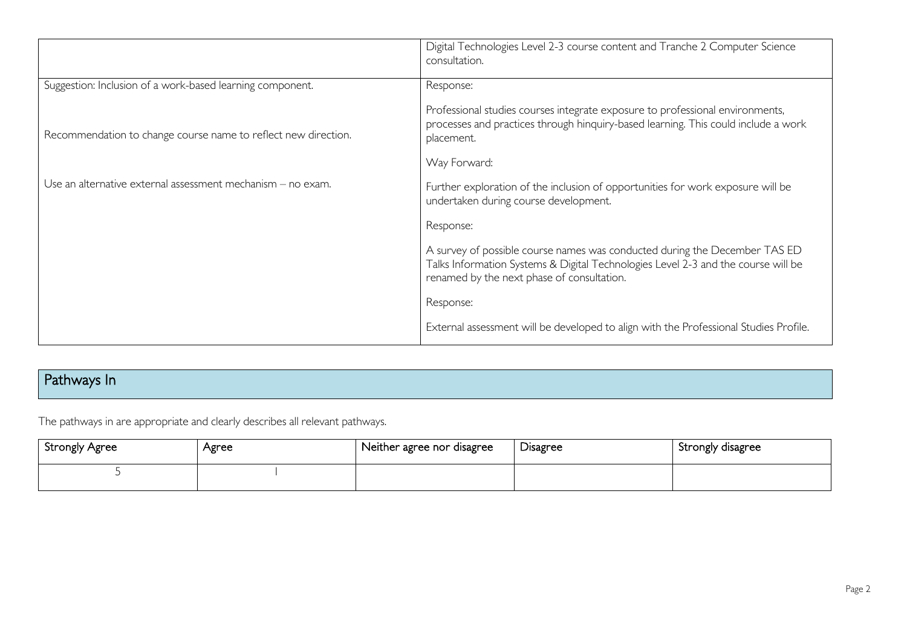| | |
|---|---|
| | Digital Technologies Level 2-3 course content and Tranche 2 Computer Science consultation. |
| Suggestion: Inclusion of a work-based learning component.<br><br>Recommendation to change course name to reflect new direction.<br><br>Use an alternative external assessment mechanism – no exam. | Response:<br><br>Professional studies courses integrate exposure to professional environments, processes and practices through hinquiry-based learning. This could include a work placement.<br><br>Way Forward:<br><br>Further exploration of the inclusion of opportunities for work exposure will be undertaken during course development.<br><br>Response:<br><br>A survey of possible course names was conducted during the December TAS ED Talks Information Systems & Digital Technologies Level 2-3 and the course will be renamed by the next phase of consultation.<br><br>Response:<br><br>External assessment will be developed to align with the Professional Studies Profile. |

## Pathways In

The pathways in are appropriate and clearly describes all relevant pathways.

| Strongly Agree | Agree | Neither agree nor disagree | Disagree | Strongly disagree |
|---|---|---|---|---|
| 5 | 1 | | | |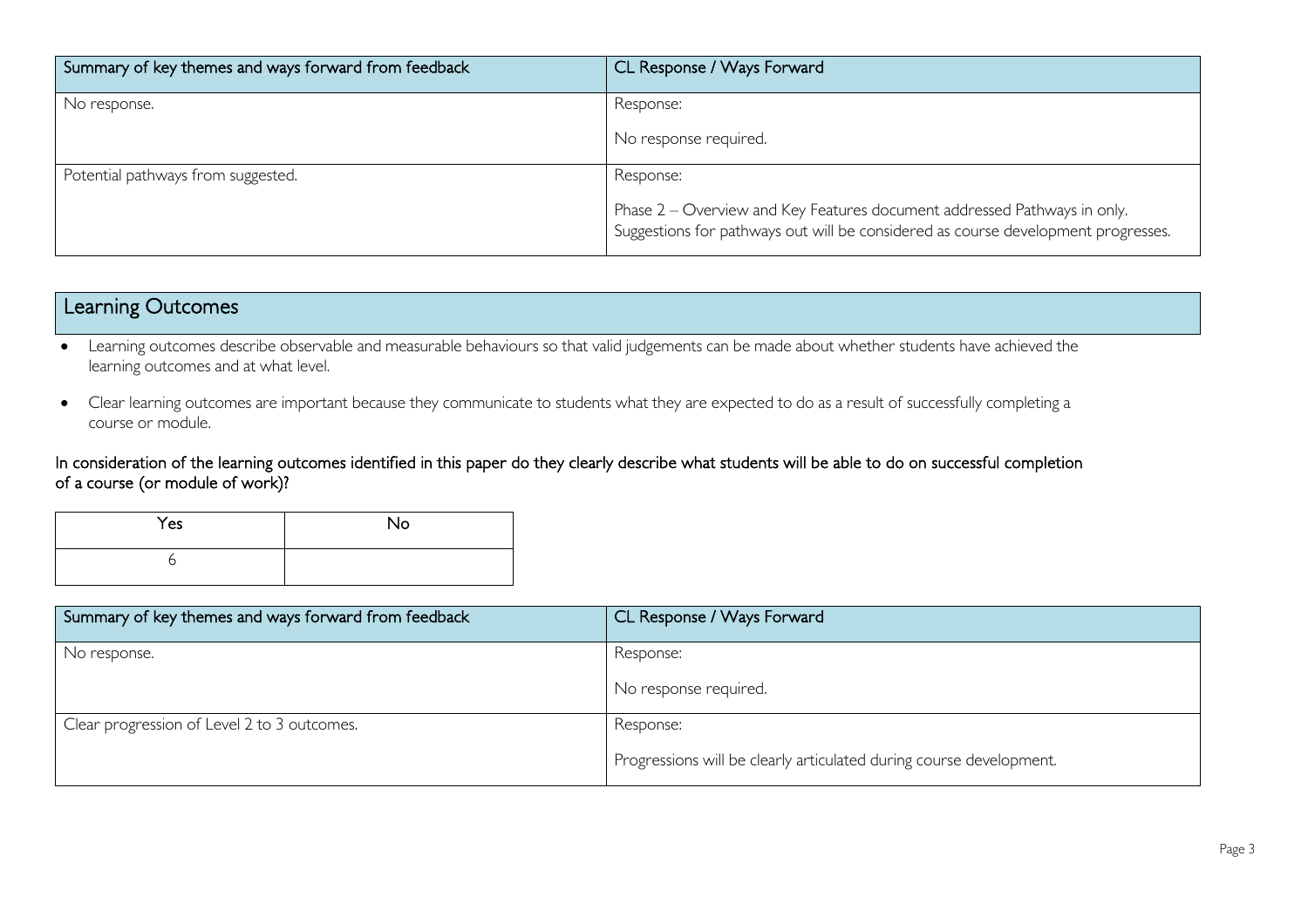| Summary of key themes and ways forward from feedback | CL Response / Ways Forward |
| --- | --- |
| No response. | Response:<br><br>No response required. |
| Potential pathways from suggested. | Response:<br><br>Phase 2 – Overview and Key Features document addressed Pathways in only. Suggestions for pathways out will be considered as course development progresses. |

## Learning Outcomes

- Learning outcomes describe observable and measurable behaviours so that valid judgements can be made about whether students have achieved the learning outcomes and at what level.
- Clear learning outcomes are important because they communicate to students what they are expected to do as a result of successfully completing a course or module.

**In consideration of the learning outcomes identified in this paper do they clearly describe what students will be able to do on successful completion of a course (or module of work)?**

| Yes | No |
| --- | --- |
| 6 | |

| Summary of key themes and ways forward from feedback | CL Response / Ways Forward |
| --- | --- |
| No response. | Response:<br><br>No response required. |
| Clear progression of Level 2 to 3 outcomes. | Response:<br><br>Progressions will be clearly articulated during course development. |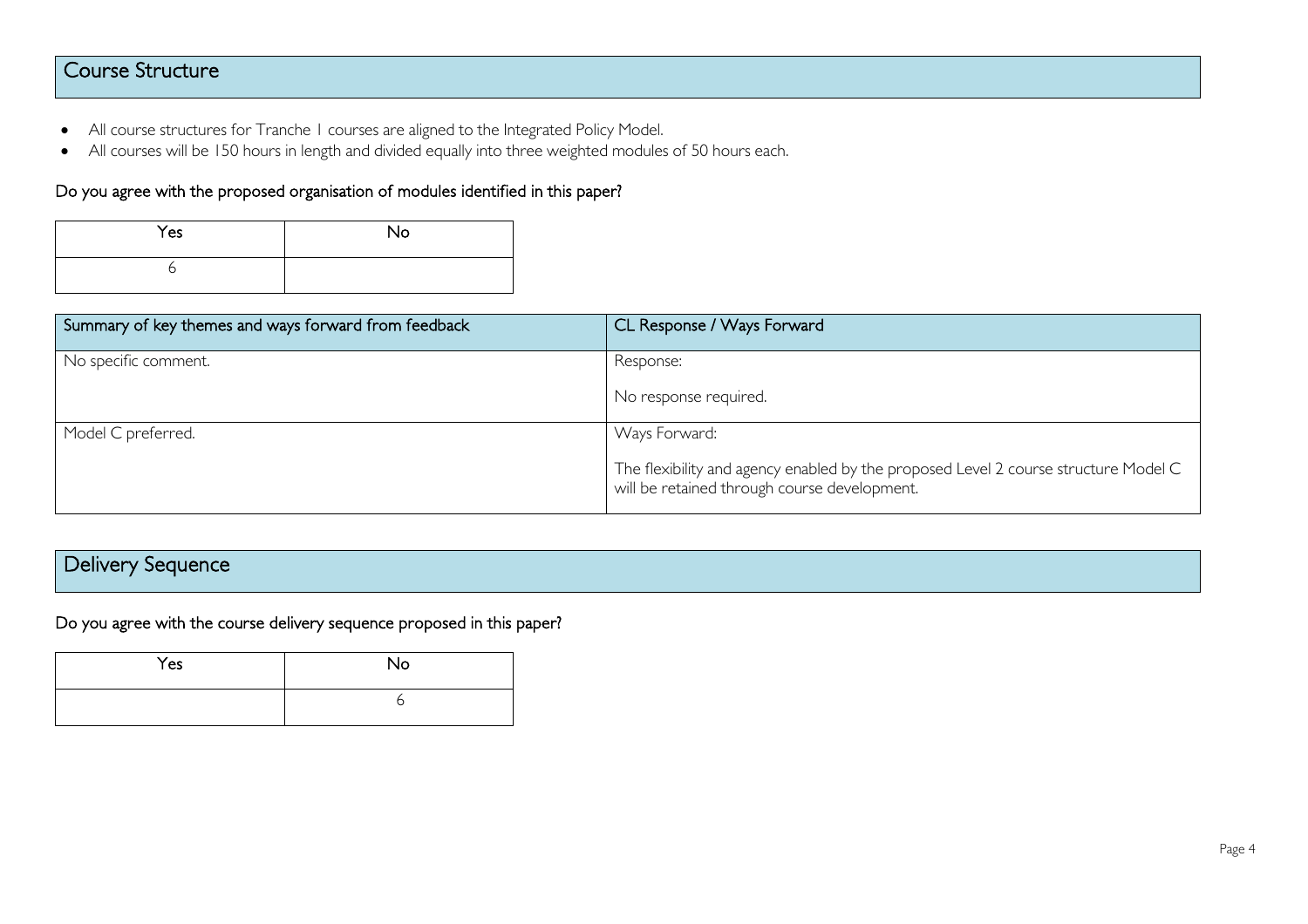## Course Structure

- All course structures for Tranche 1 courses are aligned to the Integrated Policy Model.
- All courses will be 150 hours in length and divided equally into three weighted modules of 50 hours each.

### Do you agree with the proposed organisation of modules identified in this paper?

| Yes | No |
| --- | --- |
| 6 | |

| Summary of key themes and ways forward from feedback | CL Response / Ways Forward |
| --- | --- |
| No specific comment. | Response:<br><br>No response required. |
| Model C preferred. | Ways Forward:<br><br>The flexibility and agency enabled by the proposed Level 2 course structure Model C will be retained through course development. |

## Delivery Sequence

### Do you agree with the course delivery sequence proposed in this paper?

| Yes | No |
| --- | --- |
| | 6 |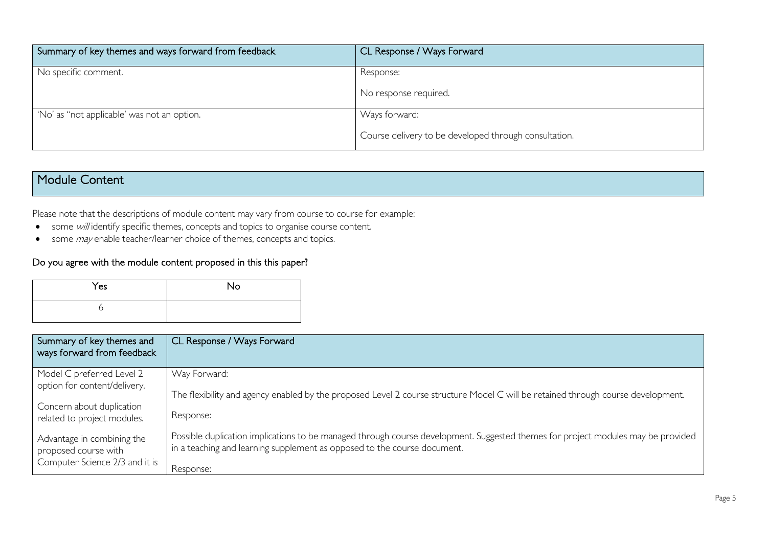| Summary of key themes and ways forward from feedback | CL Response / Ways Forward |
|---|---|
| No specific comment. | Response:<br><br>No response required. |
| 'No' as "not applicable' was not an option. | Ways forward:<br><br>Course delivery to be developed through consultation. |

## Module Content

Please note that the descriptions of module content may vary from course to course for example:

- some *will* identify specific themes, concepts and topics to organise course content.
- some *may* enable teacher/learner choice of themes, concepts and topics.

### Do you agree with the module content proposed in this this paper?

| Yes | No |
|---|---|
| 6 | |

| Summary of key themes and ways forward from feedback | CL Response / Ways Forward |
|---|---|
| Model C preferred Level 2 option for content/delivery.<br><br>Concern about duplication related to project modules.<br><br>Advantage in combining the proposed course with Computer Science 2/3 and it is | Way Forward:<br><br>The flexibility and agency enabled by the proposed Level 2 course structure Model C will be retained through course development.<br><br>Response:<br><br>Possible duplication implications to be managed through course development. Suggested themes for project modules may be provided in a teaching and learning supplement as opposed to the course document.<br><br>Response: |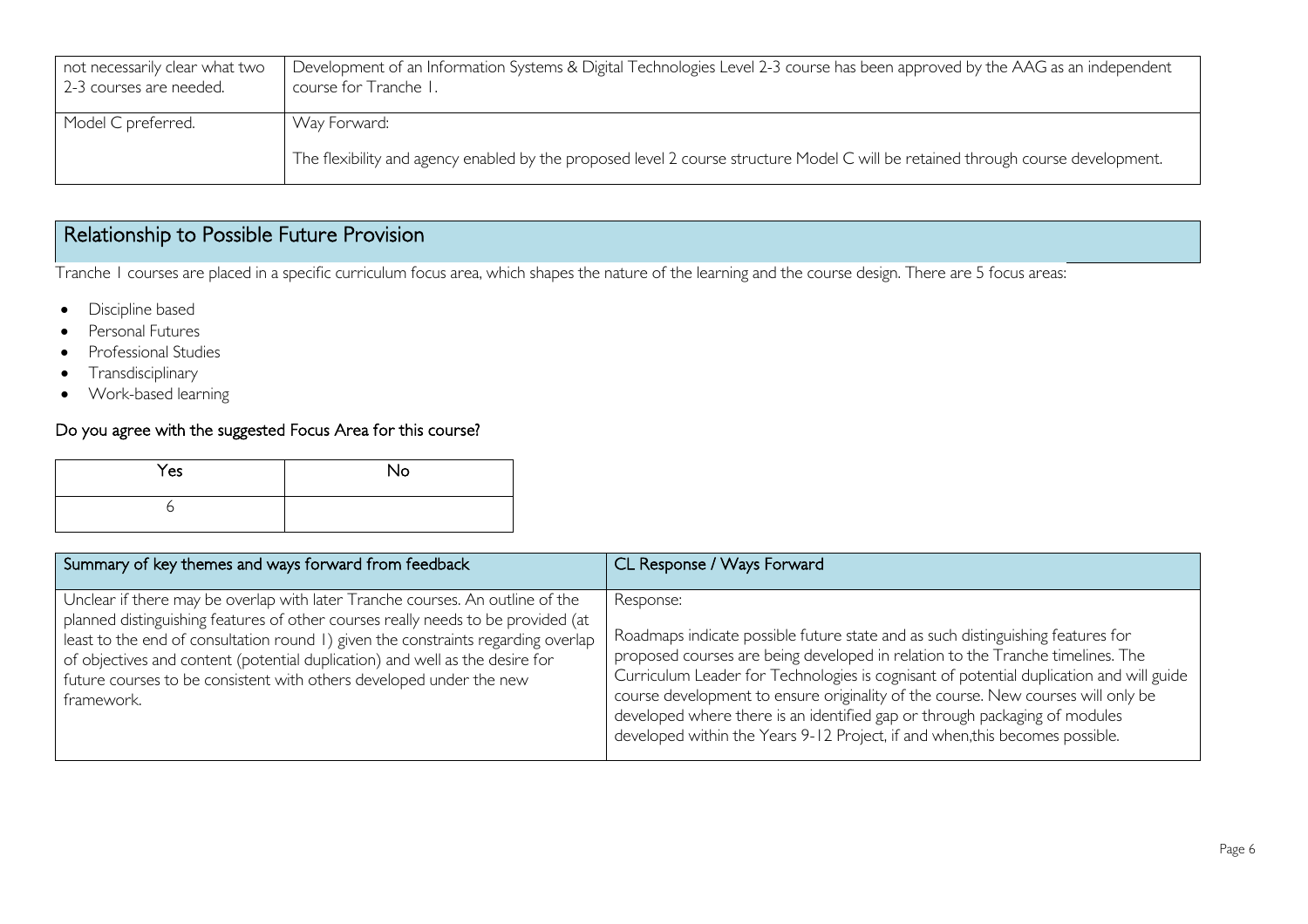| not necessarily clear what two 2-3 courses are needed. | Development of an Information Systems & Digital Technologies Level 2-3 course has been approved by the AAG as an independent course for Tranche 1. |
|---|---|
| Model C preferred. | Way Forward:<br><br>The flexibility and agency enabled by the proposed level 2 course structure Model C will be retained through course development. |

## Relationship to Possible Future Provision

Tranche 1 courses are placed in a specific curriculum focus area, which shapes the nature of the learning and the course design. There are 5 focus areas:

- Discipline based
- Personal Futures
- Professional Studies
- Transdisciplinary
- Work-based learning

### Do you agree with the suggested Focus Area for this course?

| Yes | No |
|---|---|
| 6 | |

| Summary of key themes and ways forward from feedback | CL Response / Ways Forward |
|---|---|
| Unclear if there may be overlap with later Tranche courses. An outline of the planned distinguishing features of other courses really needs to be provided (at least to the end of consultation round 1) given the constraints regarding overlap of objectives and content (potential duplication) and well as the desire for future courses to be consistent with others developed under the new framework. | Response:<br><br>Roadmaps indicate possible future state and as such distinguishing features for proposed courses are being developed in relation to the Tranche timelines. The Curriculum Leader for Technologies is cognisant of potential duplication and will guide course development to ensure originality of the course. New courses will only be developed where there is an identified gap or through packaging of modules developed within the Years 9-12 Project, if and when,this becomes possible. |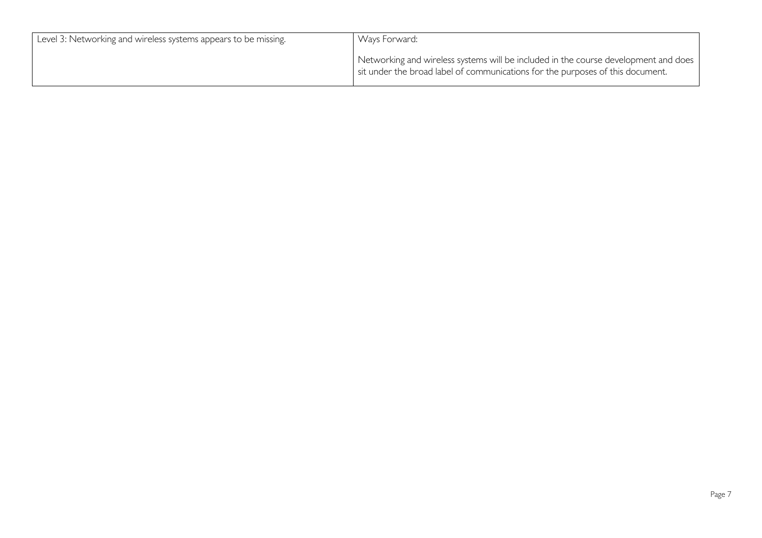| | |
|---|---|
| Level 3: Networking and wireless systems appears to be missing. | Ways Forward:<br><br>Networking and wireless systems will be included in the course development and does sit under the broad label of communications for the purposes of this document. |